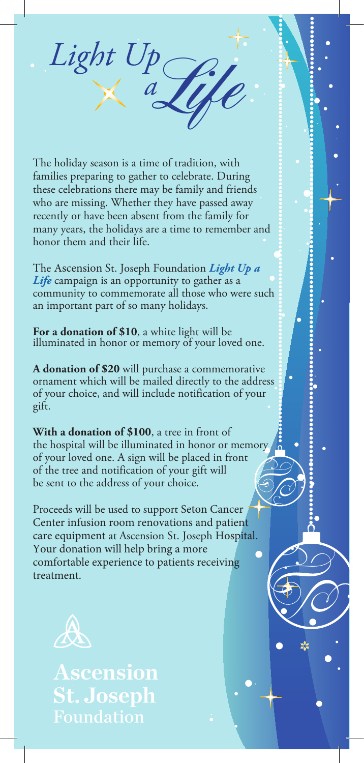# *Light Up a Life*

The holiday season is a time of tradition, with families preparing to gather to celebrate. During these celebrations there may be family and friends who are missing. Whether they have passed away recently or have been absent from the family for many years, the holidays are a time to remember and honor them and their life.

The Ascension St. Joseph Foundation ***Light Up a Life*** campaign is an opportunity to gather as a community to commemorate all those who were such an important part of so many holidays.

**For a donation of $10**, a white light will be illuminated in honor or memory of your loved one.

**A donation of $20** will purchase a commemorative ornament which will be mailed directly to the address of your choice, and will include notification of your gift.

**With a donation of $100**, a tree in front of the hospital will be illuminated in honor or memory of your loved one. A sign will be placed in front of the tree and notification of your gift will be sent to the address of your choice.

Proceeds will be used to support Seton Cancer Center infusion room renovations and patient care equipment at Ascension St. Joseph Hospital. Your donation will help bring a more comfortable experience to patients receiving treatment.

**Ascension St. Joseph Foundation**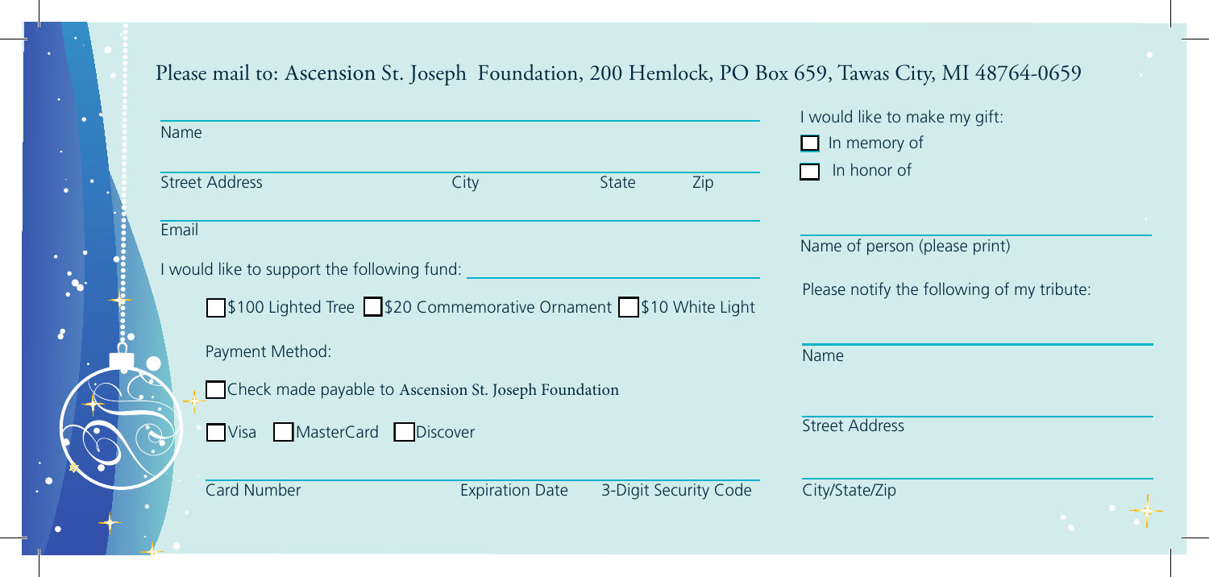Please mail to: Ascension St. Joseph Foundation, 200 Hemlock, PO Box 659, Tawas City, MI 48764-0659

Name

Street Address    City    State    Zip

Email

I would like to support the following fund: ______________________

☐ $100 Lighted Tree ☐ $20 Commemorative Ornament ☐ $10 White Light

Payment Method:

☐ Check made payable to Ascension St. Joseph Foundation

☐ Visa ☐ MasterCard ☐ Discover

Card Number    Expiration Date    3-Digit Security Code

I would like to make my gift:

☐ In memory of

☐ In honor of

Name of person (please print)

Please notify the following of my tribute:

Name

Street Address

City/State/Zip